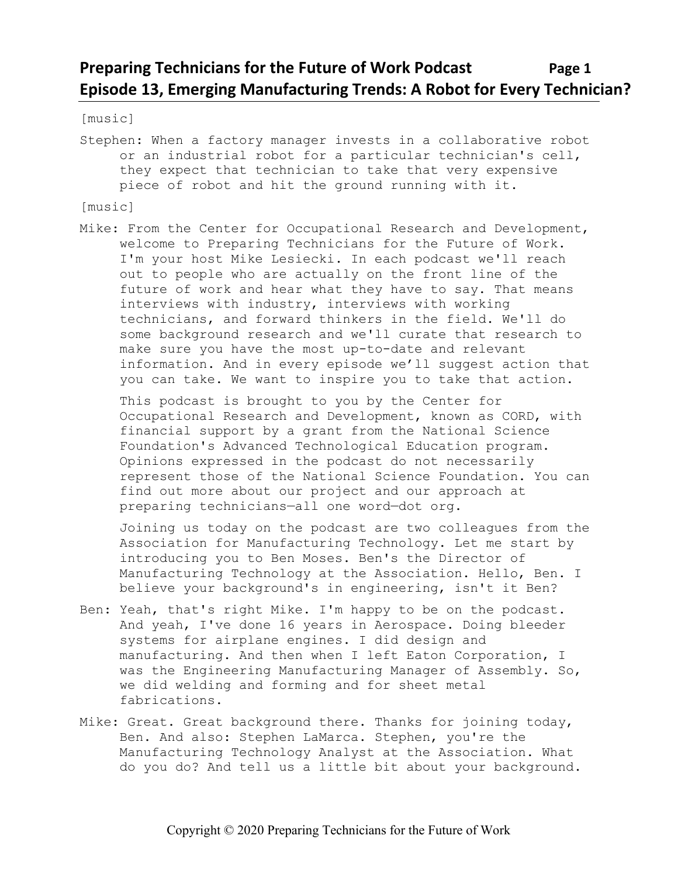# Preparing Technicians for the Future of Work Podcast
## Episode 13, Emerging Manufacturing Trends: A Robot for Every Technician?

[music]

Stephen: When a factory manager invests in a collaborative robot or an industrial robot for a particular technician's cell, they expect that technician to take that very expensive piece of robot and hit the ground running with it.

[music]

Mike: From the Center for Occupational Research and Development, welcome to Preparing Technicians for the Future of Work. I'm your host Mike Lesiecki. In each podcast we'll reach out to people who are actually on the front line of the future of work and hear what they have to say. That means interviews with industry, interviews with working technicians, and forward thinkers in the field. We'll do some background research and we'll curate that research to make sure you have the most up-to-date and relevant information. And in every episode we'll suggest action that you can take. We want to inspire you to take that action.

This podcast is brought to you by the Center for Occupational Research and Development, known as CORD, with financial support by a grant from the National Science Foundation's Advanced Technological Education program. Opinions expressed in the podcast do not necessarily represent those of the National Science Foundation. You can find out more about our project and our approach at preparing technicians—all one word—dot org.

Joining us today on the podcast are two colleagues from the Association for Manufacturing Technology. Let me start by introducing you to Ben Moses. Ben's the Director of Manufacturing Technology at the Association. Hello, Ben. I believe your background's in engineering, isn't it Ben?

Ben: Yeah, that's right Mike. I'm happy to be on the podcast. And yeah, I've done 16 years in Aerospace. Doing bleeder systems for airplane engines. I did design and manufacturing. And then when I left Eaton Corporation, I was the Engineering Manufacturing Manager of Assembly. So, we did welding and forming and for sheet metal fabrications.

Mike: Great. Great background there. Thanks for joining today, Ben. And also: Stephen LaMarca. Stephen, you're the Manufacturing Technology Analyst at the Association. What do you do? And tell us a little bit about your background.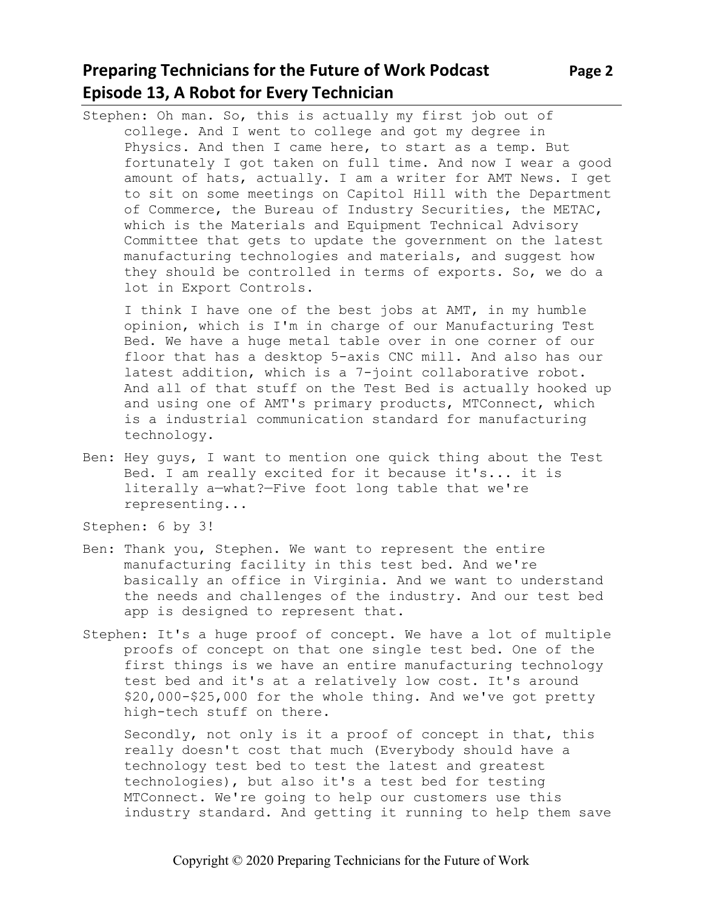Stephen: Oh man. So, this is actually my first job out of college. And I went to college and got my degree in Physics. And then I came here, to start as a temp. But fortunately I got taken on full time. And now I wear a good amount of hats, actually. I am a writer for AMT News. I get to sit on some meetings on Capitol Hill with the Department of Commerce, the Bureau of Industry Securities, the METAC, which is the Materials and Equipment Technical Advisory Committee that gets to update the government on the latest manufacturing technologies and materials, and suggest how they should be controlled in terms of exports. So, we do a lot in Export Controls.

I think I have one of the best jobs at AMT, in my humble opinion, which is I'm in charge of our Manufacturing Test Bed. We have a huge metal table over in one corner of our floor that has a desktop 5-axis CNC mill. And also has our latest addition, which is a 7-joint collaborative robot. And all of that stuff on the Test Bed is actually hooked up and using one of AMT's primary products, MTConnect, which is a industrial communication standard for manufacturing technology.

Ben: Hey guys, I want to mention one quick thing about the Test Bed. I am really excited for it because it's... it is literally a—what?—Five foot long table that we're representing...

Stephen: 6 by 3!

Ben: Thank you, Stephen. We want to represent the entire manufacturing facility in this test bed. And we're basically an office in Virginia. And we want to understand the needs and challenges of the industry. And our test bed app is designed to represent that.

Stephen: It's a huge proof of concept. We have a lot of multiple proofs of concept on that one single test bed. One of the first things is we have an entire manufacturing technology test bed and it's at a relatively low cost. It's around $20,000-$25,000 for the whole thing. And we've got pretty high-tech stuff on there.

Secondly, not only is it a proof of concept in that, this really doesn't cost that much (Everybody should have a technology test bed to test the latest and greatest technologies), but also it's a test bed for testing MTConnect. We're going to help our customers use this industry standard. And getting it running to help them save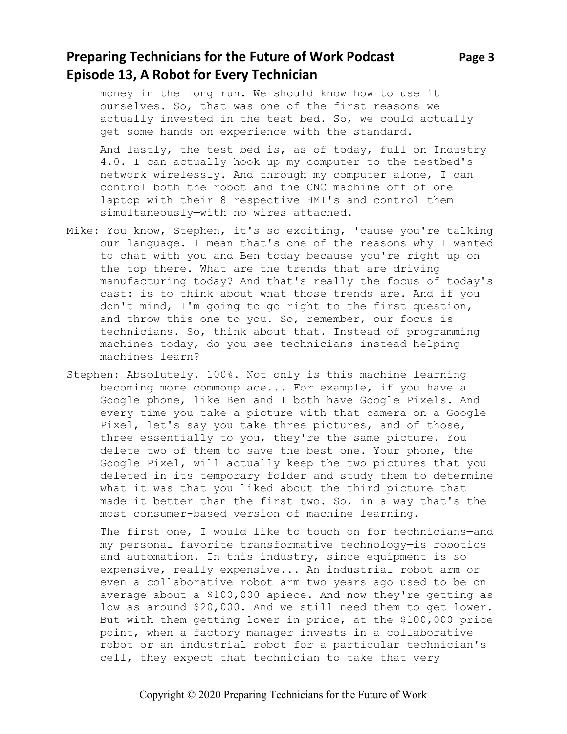money in the long run. We should know how to use it ourselves. So, that was one of the first reasons we actually invested in the test bed. So, we could actually get some hands on experience with the standard.

And lastly, the test bed is, as of today, full on Industry 4.0. I can actually hook up my computer to the testbed's network wirelessly. And through my computer alone, I can control both the robot and the CNC machine off of one laptop with their 8 respective HMI's and control them simultaneously—with no wires attached.

Mike: You know, Stephen, it's so exciting, 'cause you're talking our language. I mean that's one of the reasons why I wanted to chat with you and Ben today because you're right up on the top there. What are the trends that are driving manufacturing today? And that's really the focus of today's cast: is to think about what those trends are. And if you don't mind, I'm going to go right to the first question, and throw this one to you. So, remember, our focus is technicians. So, think about that. Instead of programming machines today, do you see technicians instead helping machines learn?

Stephen: Absolutely. 100%. Not only is this machine learning becoming more commonplace... For example, if you have a Google phone, like Ben and I both have Google Pixels. And every time you take a picture with that camera on a Google Pixel, let's say you take three pictures, and of those, three essentially to you, they're the same picture. You delete two of them to save the best one. Your phone, the Google Pixel, will actually keep the two pictures that you deleted in its temporary folder and study them to determine what it was that you liked about the third picture that made it better than the first two. So, in a way that's the most consumer-based version of machine learning.

The first one, I would like to touch on for technicians—and my personal favorite transformative technology—is robotics and automation. In this industry, since equipment is so expensive, really expensive... An industrial robot arm or even a collaborative robot arm two years ago used to be on average about a $100,000 apiece. And now they're getting as low as around $20,000. And we still need them to get lower. But with them getting lower in price, at the $100,000 price point, when a factory manager invests in a collaborative robot or an industrial robot for a particular technician's cell, they expect that technician to take that very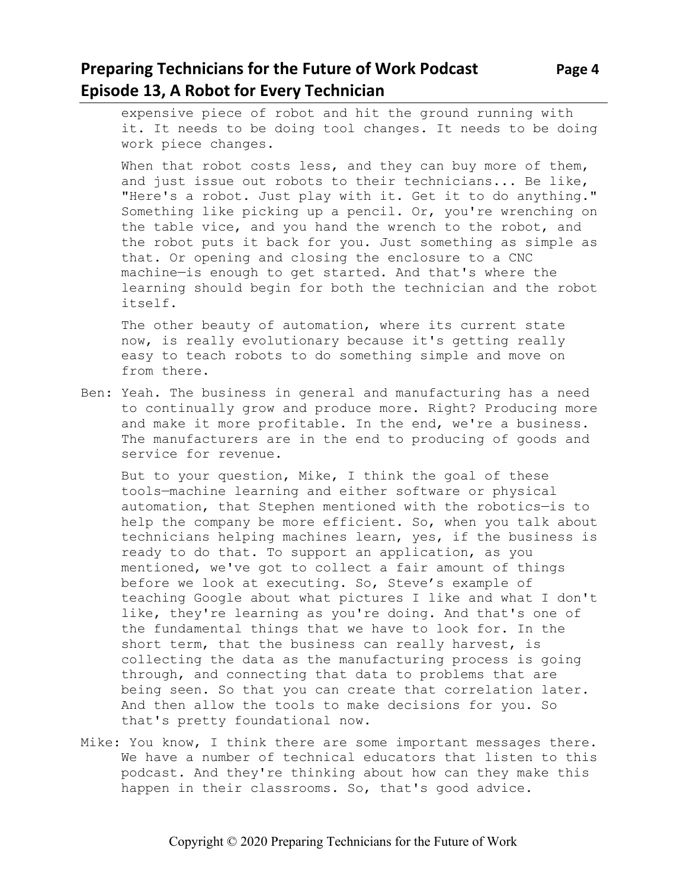expensive piece of robot and hit the ground running with it. It needs to be doing tool changes. It needs to be doing work piece changes.

When that robot costs less, and they can buy more of them, and just issue out robots to their technicians... Be like, "Here's a robot. Just play with it. Get it to do anything." Something like picking up a pencil. Or, you're wrenching on the table vice, and you hand the wrench to the robot, and the robot puts it back for you. Just something as simple as that. Or opening and closing the enclosure to a CNC machine—is enough to get started. And that's where the learning should begin for both the technician and the robot itself.

The other beauty of automation, where its current state now, is really evolutionary because it's getting really easy to teach robots to do something simple and move on from there.

Ben: Yeah. The business in general and manufacturing has a need to continually grow and produce more. Right? Producing more and make it more profitable. In the end, we're a business. The manufacturers are in the end to producing of goods and service for revenue.

But to your question, Mike, I think the goal of these tools—machine learning and either software or physical automation, that Stephen mentioned with the robotics—is to help the company be more efficient. So, when you talk about technicians helping machines learn, yes, if the business is ready to do that. To support an application, as you mentioned, we've got to collect a fair amount of things before we look at executing. So, Steve's example of teaching Google about what pictures I like and what I don't like, they're learning as you're doing. And that's one of the fundamental things that we have to look for. In the short term, that the business can really harvest, is collecting the data as the manufacturing process is going through, and connecting that data to problems that are being seen. So that you can create that correlation later. And then allow the tools to make decisions for you. So that's pretty foundational now.

Mike: You know, I think there are some important messages there. We have a number of technical educators that listen to this podcast. And they're thinking about how can they make this happen in their classrooms. So, that's good advice.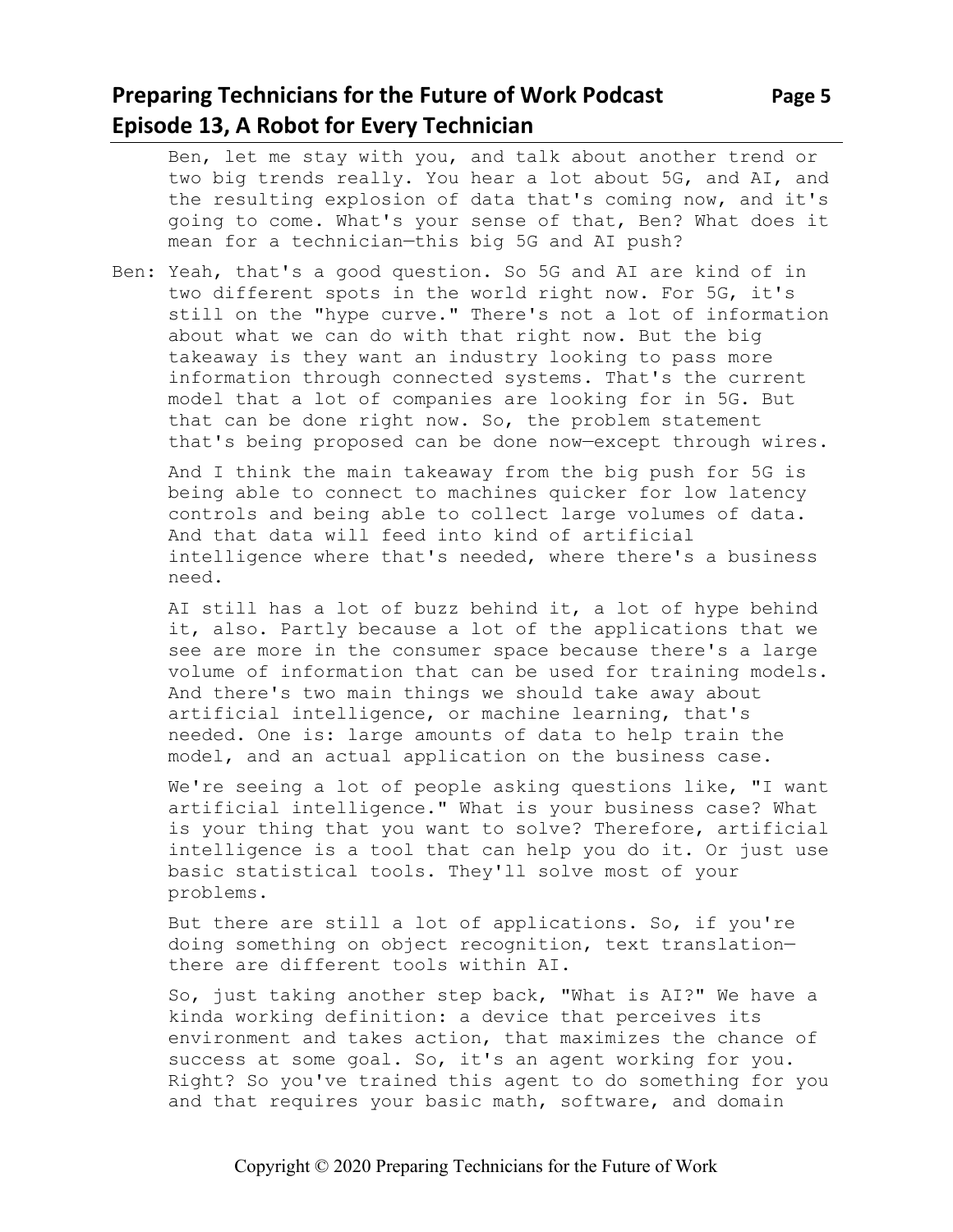Ben, let me stay with you, and talk about another trend or two big trends really. You hear a lot about 5G, and AI, and the resulting explosion of data that's coming now, and it's going to come. What's your sense of that, Ben? What does it mean for a technician—this big 5G and AI push?

Ben: Yeah, that's a good question. So 5G and AI are kind of in two different spots in the world right now. For 5G, it's still on the "hype curve." There's not a lot of information about what we can do with that right now. But the big takeaway is they want an industry looking to pass more information through connected systems. That's the current model that a lot of companies are looking for in 5G. But that can be done right now. So, the problem statement that's being proposed can be done now—except through wires.

And I think the main takeaway from the big push for 5G is being able to connect to machines quicker for low latency controls and being able to collect large volumes of data. And that data will feed into kind of artificial intelligence where that's needed, where there's a business need.

AI still has a lot of buzz behind it, a lot of hype behind it, also. Partly because a lot of the applications that we see are more in the consumer space because there's a large volume of information that can be used for training models. And there's two main things we should take away about artificial intelligence, or machine learning, that's needed. One is: large amounts of data to help train the model, and an actual application on the business case.

We're seeing a lot of people asking questions like, "I want artificial intelligence." What is your business case? What is your thing that you want to solve? Therefore, artificial intelligence is a tool that can help you do it. Or just use basic statistical tools. They'll solve most of your problems.

But there are still a lot of applications. So, if you're doing something on object recognition, text translation—there are different tools within AI.

So, just taking another step back, "What is AI?" We have a kinda working definition: a device that perceives its environment and takes action, that maximizes the chance of success at some goal. So, it's an agent working for you. Right? So you've trained this agent to do something for you and that requires your basic math, software, and domain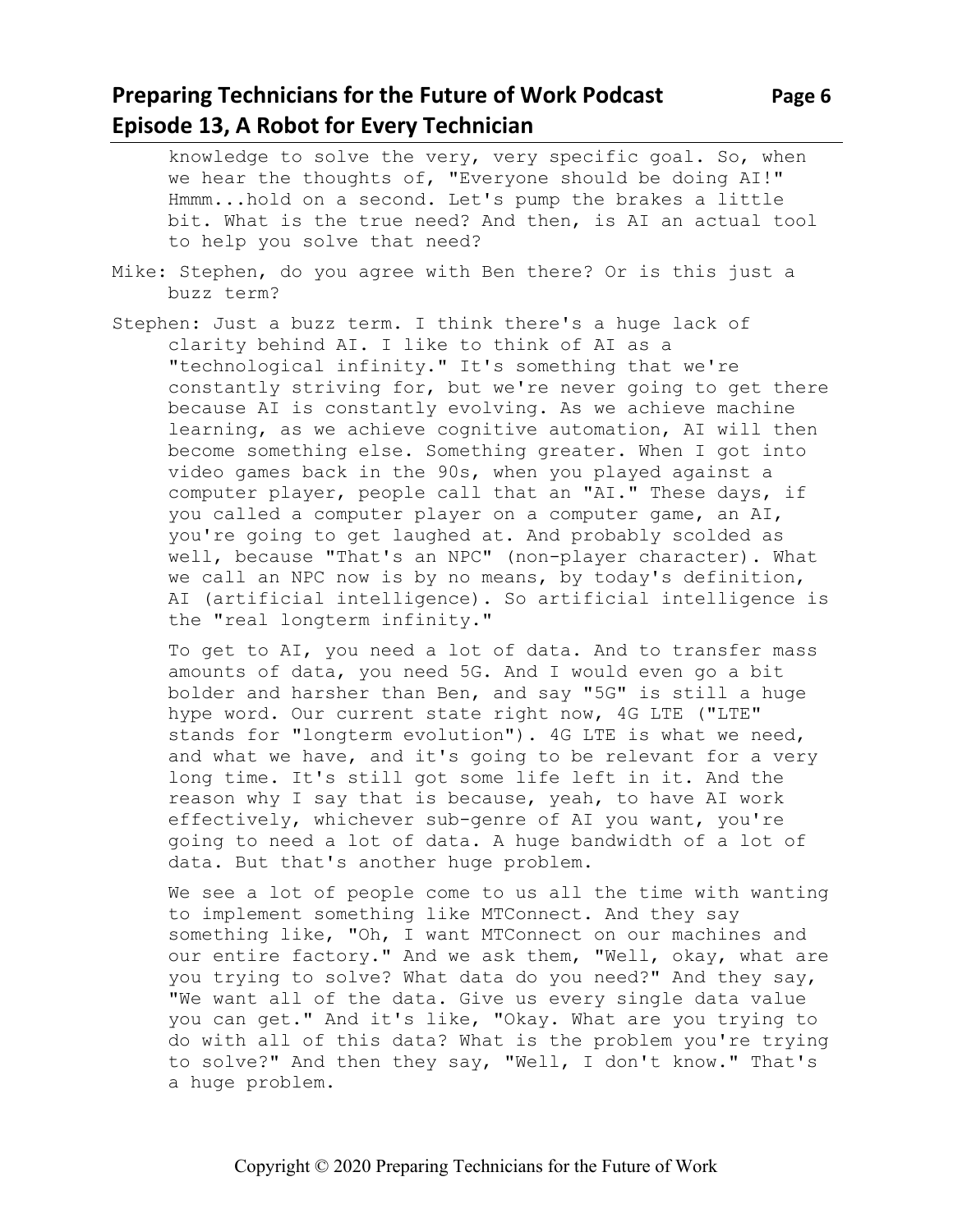knowledge to solve the very, very specific goal. So, when we hear the thoughts of, "Everyone should be doing AI!" Hmmm...hold on a second. Let's pump the brakes a little bit. What is the true need? And then, is AI an actual tool to help you solve that need?

Mike: Stephen, do you agree with Ben there? Or is this just a buzz term?

Stephen: Just a buzz term. I think there's a huge lack of clarity behind AI. I like to think of AI as a "technological infinity." It's something that we're constantly striving for, but we're never going to get there because AI is constantly evolving. As we achieve machine learning, as we achieve cognitive automation, AI will then become something else. Something greater. When I got into video games back in the 90s, when you played against a computer player, people call that an "AI." These days, if you called a computer player on a computer game, an AI, you're going to get laughed at. And probably scolded as well, because "That's an NPC" (non-player character). What we call an NPC now is by no means, by today's definition, AI (artificial intelligence). So artificial intelligence is the "real longterm infinity."

To get to AI, you need a lot of data. And to transfer mass amounts of data, you need 5G. And I would even go a bit bolder and harsher than Ben, and say "5G" is still a huge hype word. Our current state right now, 4G LTE ("LTE" stands for "longterm evolution"). 4G LTE is what we need, and what we have, and it's going to be relevant for a very long time. It's still got some life left in it. And the reason why I say that is because, yeah, to have AI work effectively, whichever sub-genre of AI you want, you're going to need a lot of data. A huge bandwidth of a lot of data. But that's another huge problem.

We see a lot of people come to us all the time with wanting to implement something like MTConnect. And they say something like, "Oh, I want MTConnect on our machines and our entire factory." And we ask them, "Well, okay, what are you trying to solve? What data do you need?" And they say, "We want all of the data. Give us every single data value you can get." And it's like, "Okay. What are you trying to do with all of this data? What is the problem you're trying to solve?" And then they say, "Well, I don't know." That's a huge problem.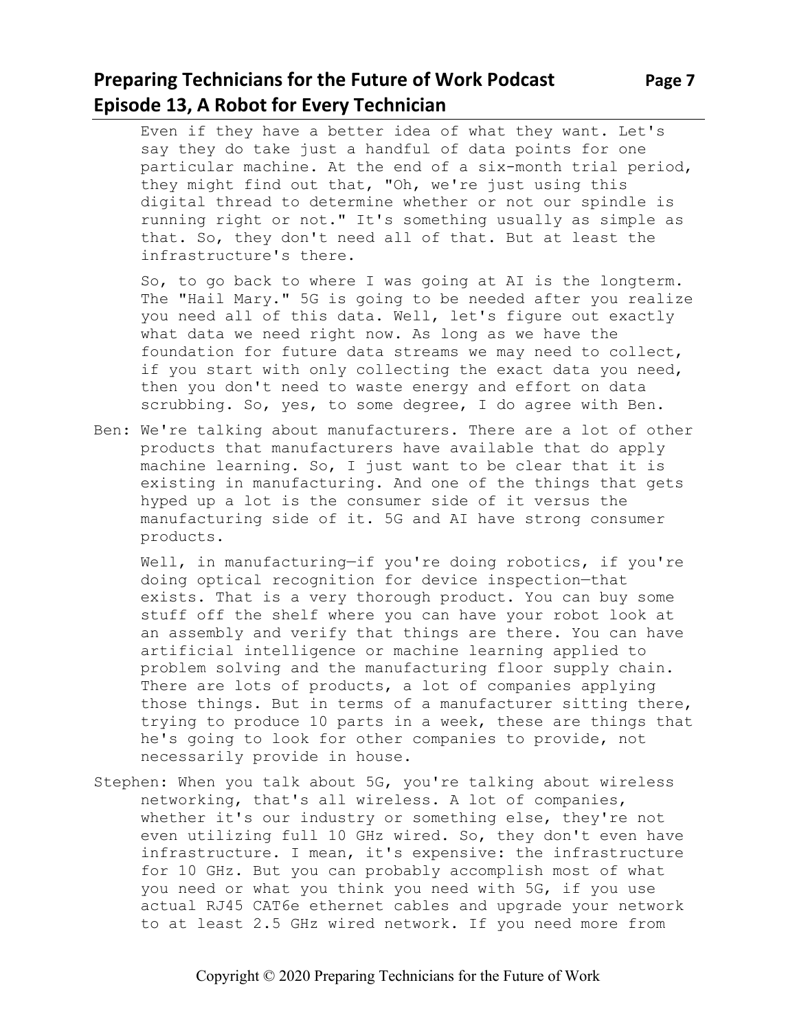Even if they have a better idea of what they want. Let's say they do take just a handful of data points for one particular machine. At the end of a six-month trial period, they might find out that, "Oh, we're just using this digital thread to determine whether or not our spindle is running right or not." It's something usually as simple as that. So, they don't need all of that. But at least the infrastructure's there.

So, to go back to where I was going at AI is the longterm. The "Hail Mary." 5G is going to be needed after you realize you need all of this data. Well, let's figure out exactly what data we need right now. As long as we have the foundation for future data streams we may need to collect, if you start with only collecting the exact data you need, then you don't need to waste energy and effort on data scrubbing. So, yes, to some degree, I do agree with Ben.

Ben: We're talking about manufacturers. There are a lot of other products that manufacturers have available that do apply machine learning. So, I just want to be clear that it is existing in manufacturing. And one of the things that gets hyped up a lot is the consumer side of it versus the manufacturing side of it. 5G and AI have strong consumer products.

Well, in manufacturing—if you're doing robotics, if you're doing optical recognition for device inspection—that exists. That is a very thorough product. You can buy some stuff off the shelf where you can have your robot look at an assembly and verify that things are there. You can have artificial intelligence or machine learning applied to problem solving and the manufacturing floor supply chain. There are lots of products, a lot of companies applying those things. But in terms of a manufacturer sitting there, trying to produce 10 parts in a week, these are things that he's going to look for other companies to provide, not necessarily provide in house.

Stephen: When you talk about 5G, you're talking about wireless networking, that's all wireless. A lot of companies, whether it's our industry or something else, they're not even utilizing full 10 GHz wired. So, they don't even have infrastructure. I mean, it's expensive: the infrastructure for 10 GHz. But you can probably accomplish most of what you need or what you think you need with 5G, if you use actual RJ45 CAT6e ethernet cables and upgrade your network to at least 2.5 GHz wired network. If you need more from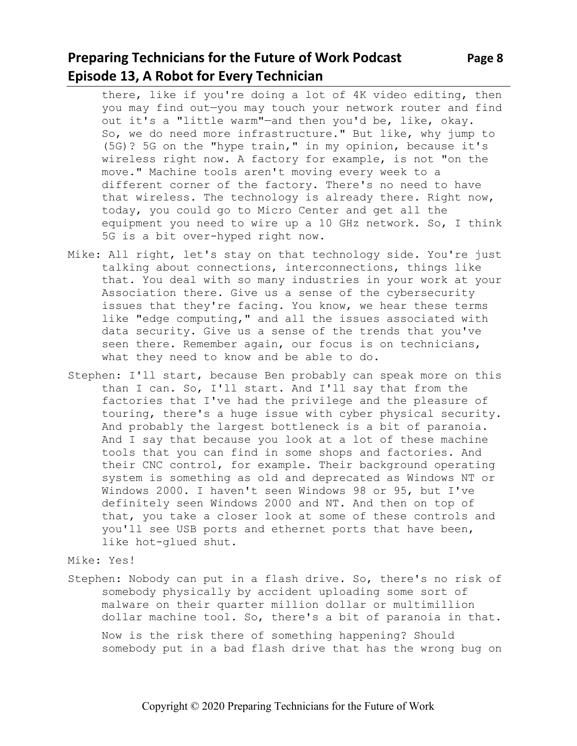there, like if you're doing a lot of 4K video editing, then you may find out—you may touch your network router and find out it's a "little warm"—and then you'd be, like, okay. So, we do need more infrastructure." But like, why jump to (5G)? 5G on the "hype train," in my opinion, because it's wireless right now. A factory for example, is not "on the move." Machine tools aren't moving every week to a different corner of the factory. There's no need to have that wireless. The technology is already there. Right now, today, you could go to Micro Center and get all the equipment you need to wire up a 10 GHz network. So, I think 5G is a bit over-hyped right now.

Mike: All right, let's stay on that technology side. You're just talking about connections, interconnections, things like that. You deal with so many industries in your work at your Association there. Give us a sense of the cybersecurity issues that they're facing. You know, we hear these terms like "edge computing," and all the issues associated with data security. Give us a sense of the trends that you've seen there. Remember again, our focus is on technicians, what they need to know and be able to do.

Stephen: I'll start, because Ben probably can speak more on this than I can. So, I'll start. And I'll say that from the factories that I've had the privilege and the pleasure of touring, there's a huge issue with cyber physical security. And probably the largest bottleneck is a bit of paranoia. And I say that because you look at a lot of these machine tools that you can find in some shops and factories. And their CNC control, for example. Their background operating system is something as old and deprecated as Windows NT or Windows 2000. I haven't seen Windows 98 or 95, but I've definitely seen Windows 2000 and NT. And then on top of that, you take a closer look at some of these controls and you'll see USB ports and ethernet ports that have been, like hot-glued shut.

Mike: Yes!

Stephen: Nobody can put in a flash drive. So, there's no risk of somebody physically by accident uploading some sort of malware on their quarter million dollar or multimillion dollar machine tool. So, there's a bit of paranoia in that.

Now is the risk there of something happening? Should somebody put in a bad flash drive that has the wrong bug on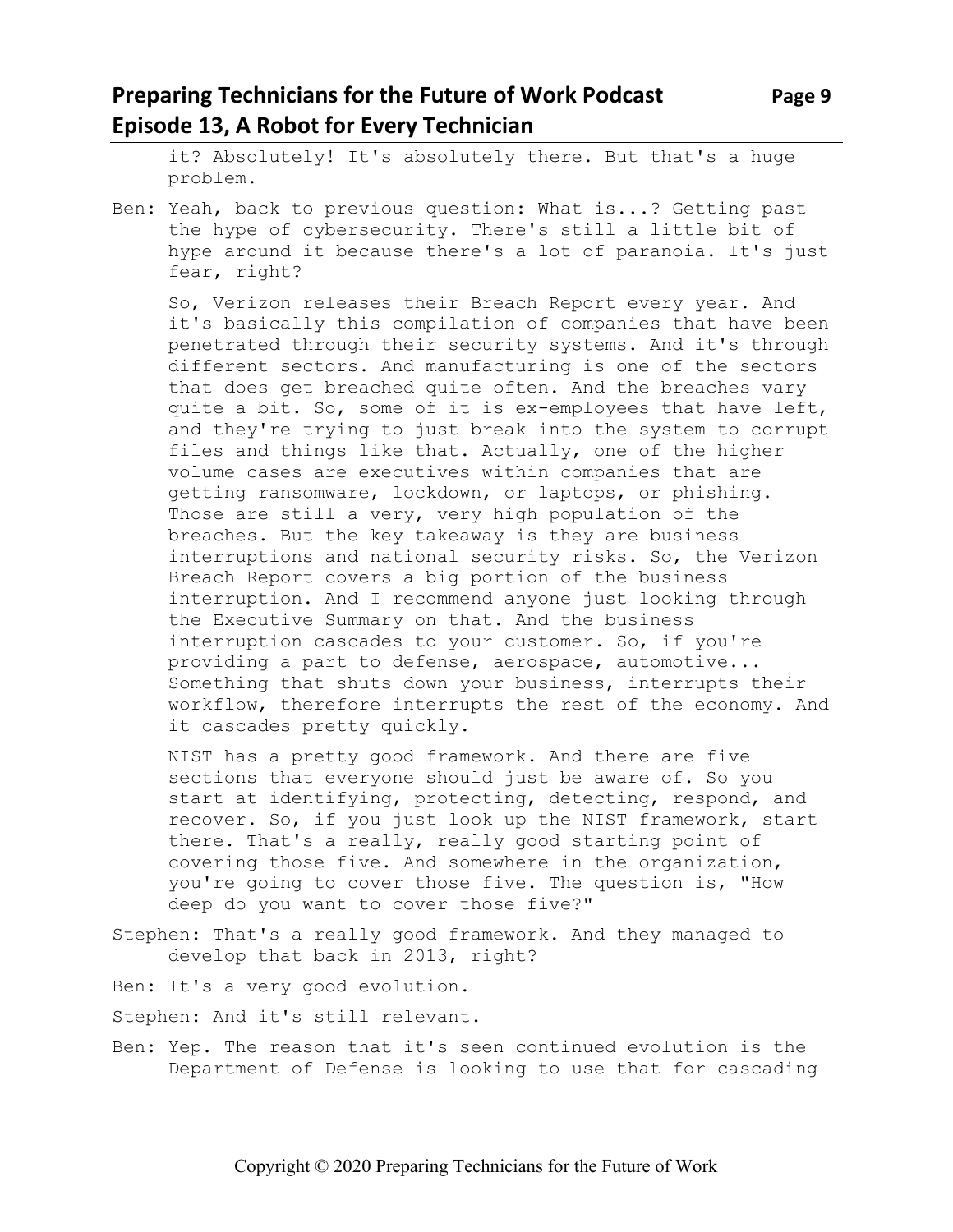it? Absolutely! It's absolutely there. But that's a huge problem.

Ben: Yeah, back to previous question: What is...? Getting past the hype of cybersecurity. There's still a little bit of hype around it because there's a lot of paranoia. It's just fear, right?

So, Verizon releases their Breach Report every year. And it's basically this compilation of companies that have been penetrated through their security systems. And it's through different sectors. And manufacturing is one of the sectors that does get breached quite often. And the breaches vary quite a bit. So, some of it is ex-employees that have left, and they're trying to just break into the system to corrupt files and things like that. Actually, one of the higher volume cases are executives within companies that are getting ransomware, lockdown, or laptops, or phishing. Those are still a very, very high population of the breaches. But the key takeaway is they are business interruptions and national security risks. So, the Verizon Breach Report covers a big portion of the business interruption. And I recommend anyone just looking through the Executive Summary on that. And the business interruption cascades to your customer. So, if you're providing a part to defense, aerospace, automotive... Something that shuts down your business, interrupts their workflow, therefore interrupts the rest of the economy. And it cascades pretty quickly.

NIST has a pretty good framework. And there are five sections that everyone should just be aware of. So you start at identifying, protecting, detecting, respond, and recover. So, if you just look up the NIST framework, start there. That's a really, really good starting point of covering those five. And somewhere in the organization, you're going to cover those five. The question is, "How deep do you want to cover those five?"

Stephen: That's a really good framework. And they managed to develop that back in 2013, right?

Ben: It's a very good evolution.

Stephen: And it's still relevant.

Ben: Yep. The reason that it's seen continued evolution is the Department of Defense is looking to use that for cascading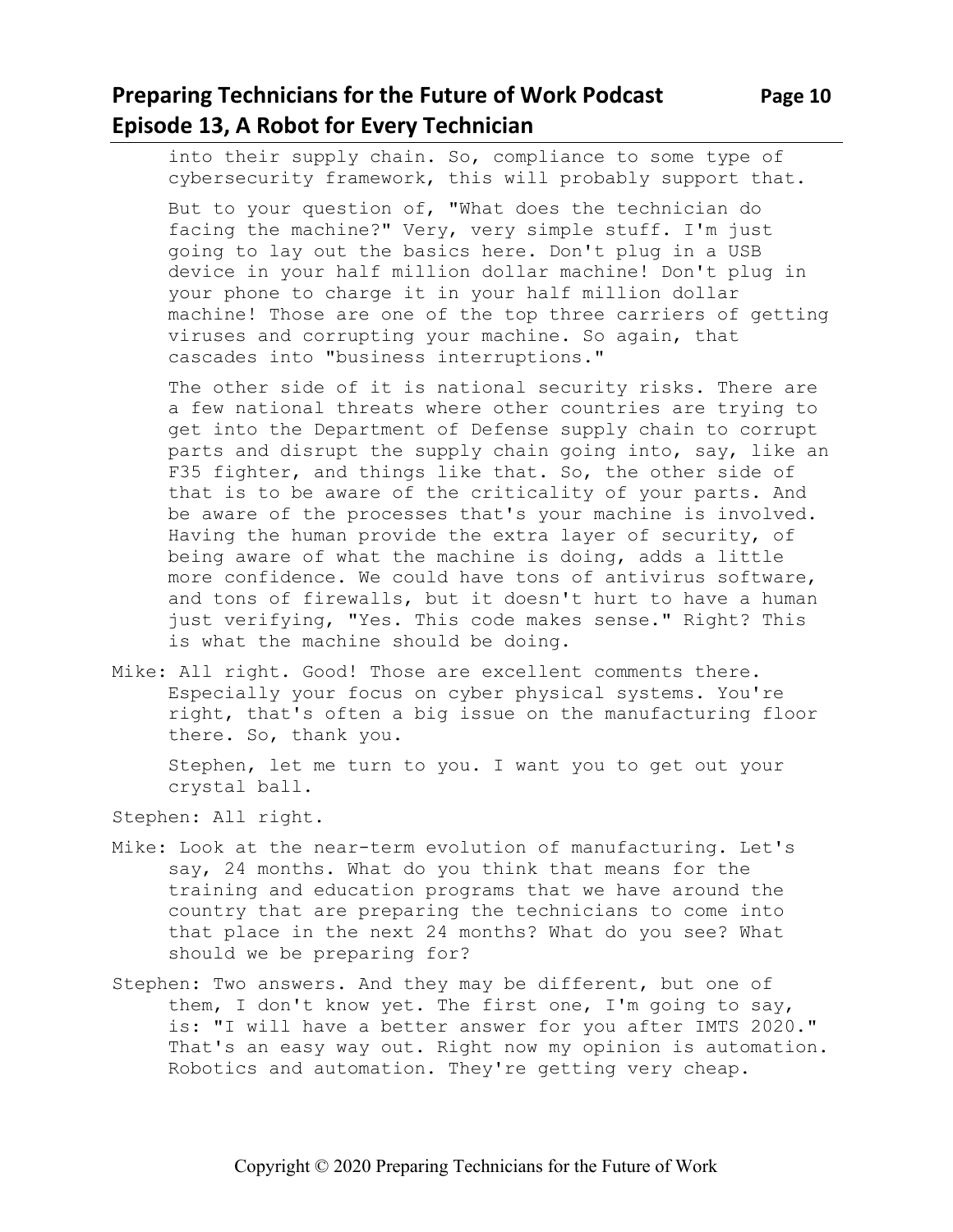into their supply chain. So, compliance to some type of cybersecurity framework, this will probably support that.

But to your question of, "What does the technician do facing the machine?" Very, very simple stuff. I'm just going to lay out the basics here. Don't plug in a USB device in your half million dollar machine! Don't plug in your phone to charge it in your half million dollar machine! Those are one of the top three carriers of getting viruses and corrupting your machine. So again, that cascades into "business interruptions."

The other side of it is national security risks. There are a few national threats where other countries are trying to get into the Department of Defense supply chain to corrupt parts and disrupt the supply chain going into, say, like an F35 fighter, and things like that. So, the other side of that is to be aware of the criticality of your parts. And be aware of the processes that's your machine is involved. Having the human provide the extra layer of security, of being aware of what the machine is doing, adds a little more confidence. We could have tons of antivirus software, and tons of firewalls, but it doesn't hurt to have a human just verifying, "Yes. This code makes sense." Right? This is what the machine should be doing.

Mike: All right. Good! Those are excellent comments there. Especially your focus on cyber physical systems. You're right, that's often a big issue on the manufacturing floor there. So, thank you.

Stephen, let me turn to you. I want you to get out your crystal ball.

Stephen: All right.

Mike: Look at the near-term evolution of manufacturing. Let's say, 24 months. What do you think that means for the training and education programs that we have around the country that are preparing the technicians to come into that place in the next 24 months? What do you see? What should we be preparing for?

Stephen: Two answers. And they may be different, but one of them, I don't know yet. The first one, I'm going to say, is: "I will have a better answer for you after IMTS 2020." That's an easy way out. Right now my opinion is automation. Robotics and automation. They're getting very cheap.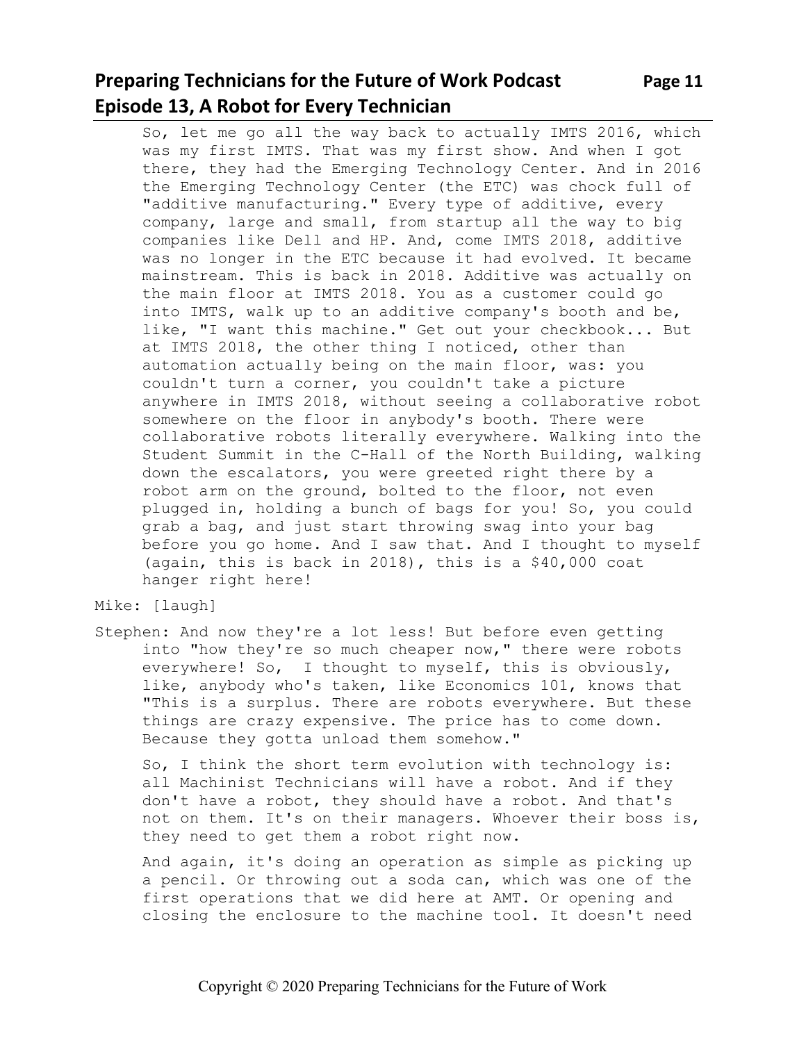So, let me go all the way back to actually IMTS 2016, which was my first IMTS. That was my first show. And when I got there, they had the Emerging Technology Center. And in 2016 the Emerging Technology Center (the ETC) was chock full of "additive manufacturing." Every type of additive, every company, large and small, from startup all the way to big companies like Dell and HP. And, come IMTS 2018, additive was no longer in the ETC because it had evolved. It became mainstream. This is back in 2018. Additive was actually on the main floor at IMTS 2018. You as a customer could go into IMTS, walk up to an additive company's booth and be, like, "I want this machine." Get out your checkbook... But at IMTS 2018, the other thing I noticed, other than automation actually being on the main floor, was: you couldn't turn a corner, you couldn't take a picture anywhere in IMTS 2018, without seeing a collaborative robot somewhere on the floor in anybody's booth. There were collaborative robots literally everywhere. Walking into the Student Summit in the C-Hall of the North Building, walking down the escalators, you were greeted right there by a robot arm on the ground, bolted to the floor, not even plugged in, holding a bunch of bags for you! So, you could grab a bag, and just start throwing swag into your bag before you go home. And I saw that. And I thought to myself (again, this is back in 2018), this is a $40,000 coat hanger right here!

Mike: [laugh]

Stephen: And now they're a lot less! But before even getting into "how they're so much cheaper now," there were robots everywhere! So, I thought to myself, this is obviously, like, anybody who's taken, like Economics 101, knows that "This is a surplus. There are robots everywhere. But these things are crazy expensive. The price has to come down. Because they gotta unload them somehow."

So, I think the short term evolution with technology is: all Machinist Technicians will have a robot. And if they don't have a robot, they should have a robot. And that's not on them. It's on their managers. Whoever their boss is, they need to get them a robot right now.

And again, it's doing an operation as simple as picking up a pencil. Or throwing out a soda can, which was one of the first operations that we did here at AMT. Or opening and closing the enclosure to the machine tool. It doesn't need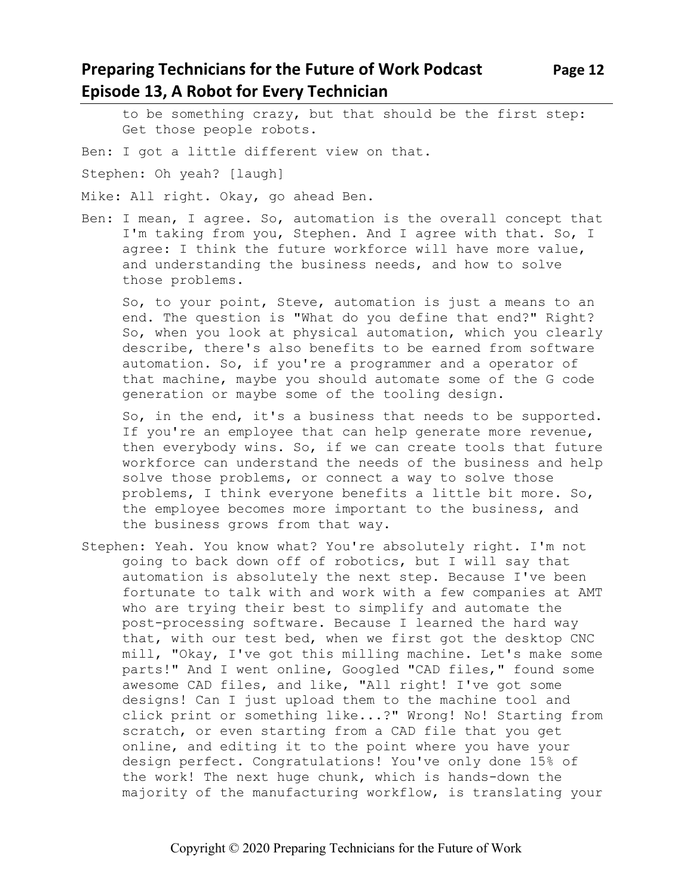to be something crazy, but that should be the first step: Get those people robots.

Ben: I got a little different view on that.

Stephen: Oh yeah? [laugh]

Mike: All right. Okay, go ahead Ben.

Ben: I mean, I agree. So, automation is the overall concept that I'm taking from you, Stephen. And I agree with that. So, I agree: I think the future workforce will have more value, and understanding the business needs, and how to solve those problems.

So, to your point, Steve, automation is just a means to an end. The question is "What do you define that end?" Right? So, when you look at physical automation, which you clearly describe, there's also benefits to be earned from software automation. So, if you're a programmer and a operator of that machine, maybe you should automate some of the G code generation or maybe some of the tooling design.

So, in the end, it's a business that needs to be supported. If you're an employee that can help generate more revenue, then everybody wins. So, if we can create tools that future workforce can understand the needs of the business and help solve those problems, or connect a way to solve those problems, I think everyone benefits a little bit more. So, the employee becomes more important to the business, and the business grows from that way.

Stephen: Yeah. You know what? You're absolutely right. I'm not going to back down off of robotics, but I will say that automation is absolutely the next step. Because I've been fortunate to talk with and work with a few companies at AMT who are trying their best to simplify and automate the post-processing software. Because I learned the hard way that, with our test bed, when we first got the desktop CNC mill, "Okay, I've got this milling machine. Let's make some parts!" And I went online, Googled "CAD files," found some awesome CAD files, and like, "All right! I've got some designs! Can I just upload them to the machine tool and click print or something like...?" Wrong! No! Starting from scratch, or even starting from a CAD file that you get online, and editing it to the point where you have your design perfect. Congratulations! You've only done 15% of the work! The next huge chunk, which is hands-down the majority of the manufacturing workflow, is translating your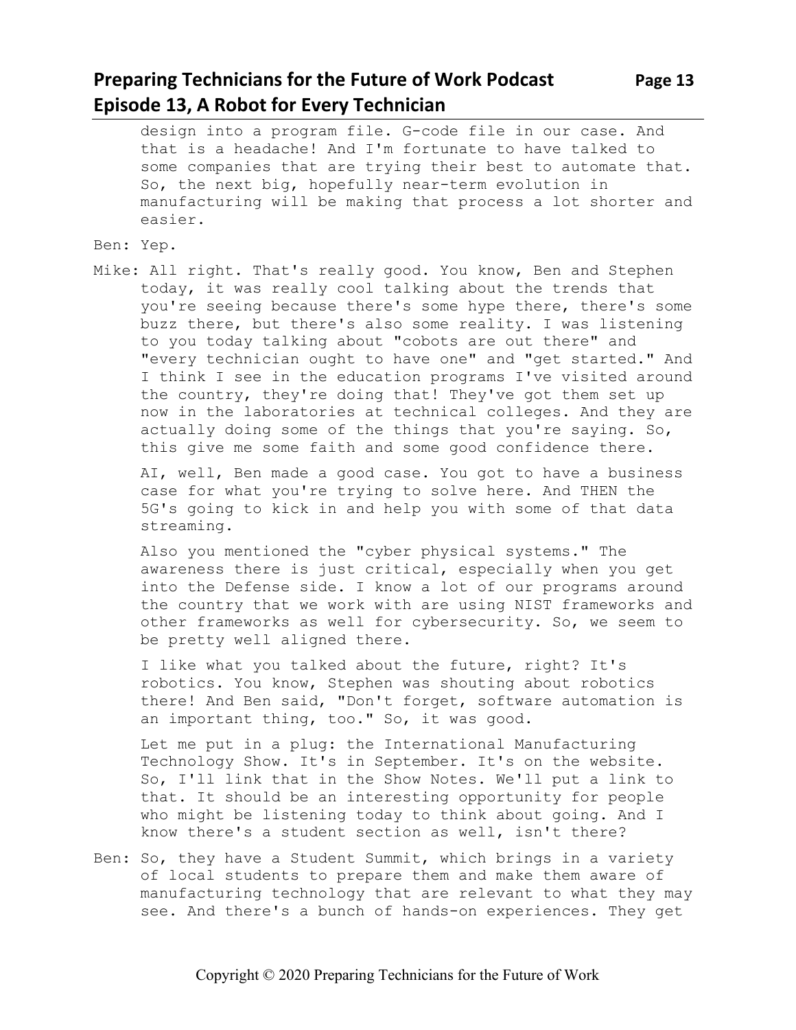design into a program file. G-code file in our case. And that is a headache! And I'm fortunate to have talked to some companies that are trying their best to automate that. So, the next big, hopefully near-term evolution in manufacturing will be making that process a lot shorter and easier.

Ben: Yep.

Mike: All right. That's really good. You know, Ben and Stephen today, it was really cool talking about the trends that you're seeing because there's some hype there, there's some buzz there, but there's also some reality. I was listening to you today talking about "cobots are out there" and "every technician ought to have one" and "get started." And I think I see in the education programs I've visited around the country, they're doing that! They've got them set up now in the laboratories at technical colleges. And they are actually doing some of the things that you're saying. So, this give me some faith and some good confidence there.

AI, well, Ben made a good case. You got to have a business case for what you're trying to solve here. And THEN the 5G's going to kick in and help you with some of that data streaming.

Also you mentioned the "cyber physical systems." The awareness there is just critical, especially when you get into the Defense side. I know a lot of our programs around the country that we work with are using NIST frameworks and other frameworks as well for cybersecurity. So, we seem to be pretty well aligned there.

I like what you talked about the future, right? It's robotics. You know, Stephen was shouting about robotics there! And Ben said, "Don't forget, software automation is an important thing, too." So, it was good.

Let me put in a plug: the International Manufacturing Technology Show. It's in September. It's on the website. So, I'll link that in the Show Notes. We'll put a link to that. It should be an interesting opportunity for people who might be listening today to think about going. And I know there's a student section as well, isn't there?

Ben: So, they have a Student Summit, which brings in a variety of local students to prepare them and make them aware of manufacturing technology that are relevant to what they may see. And there's a bunch of hands-on experiences. They get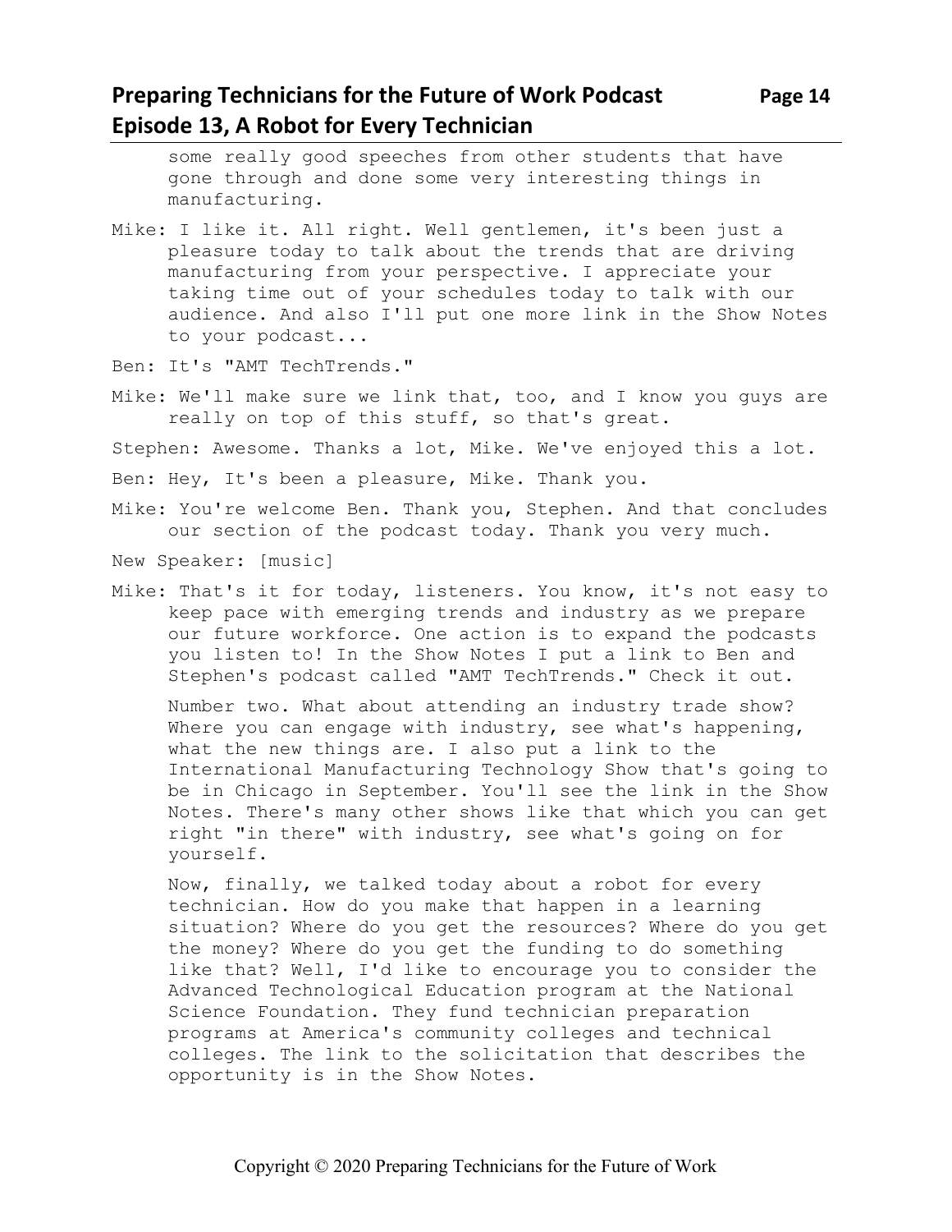some really good speeches from other students that have gone through and done some very interesting things in manufacturing.

Mike: I like it. All right. Well gentlemen, it's been just a pleasure today to talk about the trends that are driving manufacturing from your perspective. I appreciate your taking time out of your schedules today to talk with our audience. And also I'll put one more link in the Show Notes to your podcast...

Ben: It's "AMT TechTrends."

Mike: We'll make sure we link that, too, and I know you guys are really on top of this stuff, so that's great.

Stephen: Awesome. Thanks a lot, Mike. We've enjoyed this a lot.

Ben: Hey, It's been a pleasure, Mike. Thank you.

Mike: You're welcome Ben. Thank you, Stephen. And that concludes our section of the podcast today. Thank you very much.

New Speaker: [music]

Mike: That's it for today, listeners. You know, it's not easy to keep pace with emerging trends and industry as we prepare our future workforce. One action is to expand the podcasts you listen to! In the Show Notes I put a link to Ben and Stephen's podcast called "AMT TechTrends." Check it out.

Number two. What about attending an industry trade show? Where you can engage with industry, see what's happening, what the new things are. I also put a link to the International Manufacturing Technology Show that's going to be in Chicago in September. You'll see the link in the Show Notes. There's many other shows like that which you can get right "in there" with industry, see what's going on for yourself.

Now, finally, we talked today about a robot for every technician. How do you make that happen in a learning situation? Where do you get the resources? Where do you get the money? Where do you get the funding to do something like that? Well, I'd like to encourage you to consider the Advanced Technological Education program at the National Science Foundation. They fund technician preparation programs at America's community colleges and technical colleges. The link to the solicitation that describes the opportunity is in the Show Notes.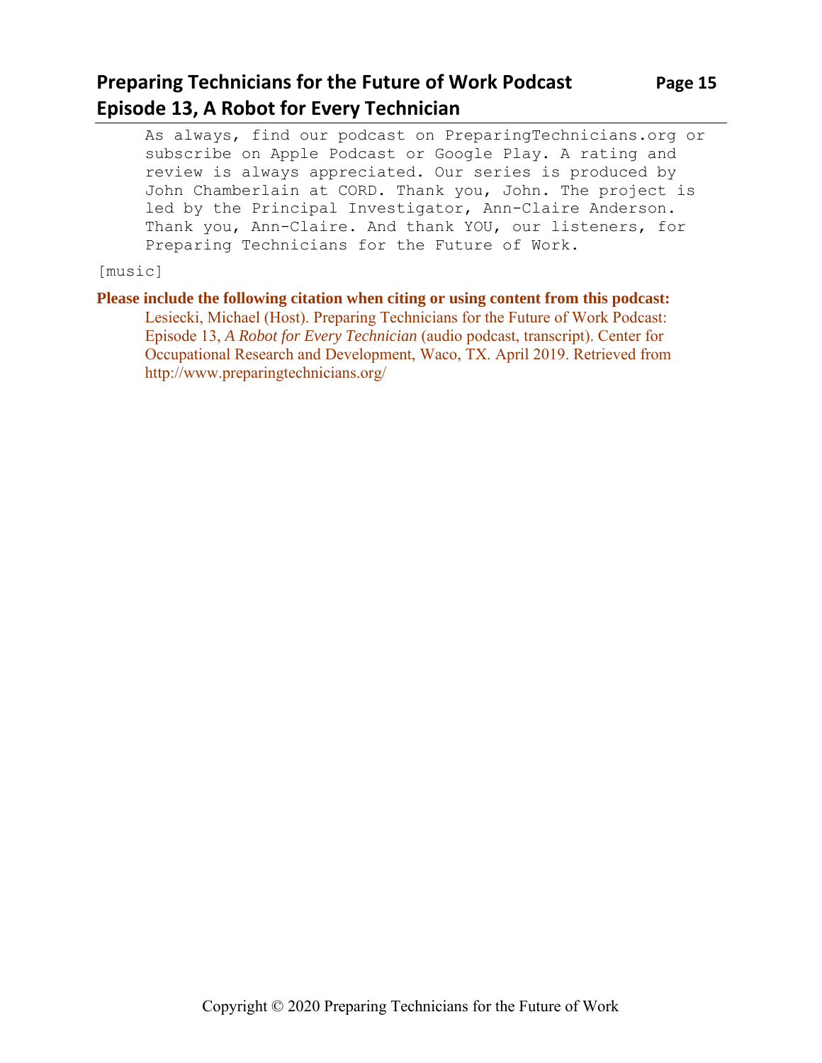As always, find our podcast on PreparingTechnicians.org or subscribe on Apple Podcast or Google Play. A rating and review is always appreciated. Our series is produced by John Chamberlain at CORD. Thank you, John. The project is led by the Principal Investigator, Ann-Claire Anderson. Thank you, Ann-Claire. And thank YOU, our listeners, for Preparing Technicians for the Future of Work.

[music]

**Please include the following citation when citing or using content from this podcast:**

Lesiecki, Michael (Host). Preparing Technicians for the Future of Work Podcast: Episode 13, *A Robot for Every Technician* (audio podcast, transcript). Center for Occupational Research and Development, Waco, TX. April 2019. Retrieved from http://www.preparingtechnicians.org/

Copyright © 2020 Preparing Technicians for the Future of Work